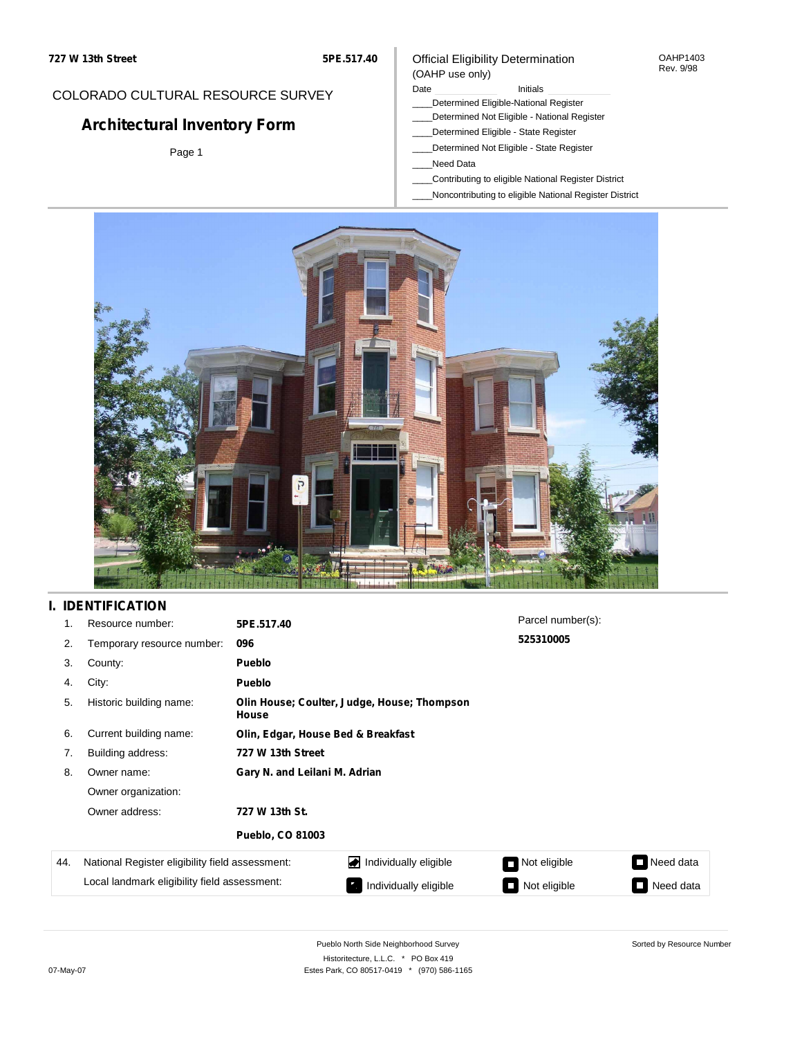727 W 13th Street　　5PE.517.40

COLORADO CULTURAL RESOURCE SURVEY

# Architectural Inventory Form

Official Eligibility Determination
(OAHP use only)

OAHP1403
Rev. 9/98

Date ________ Initials ________

____Determined Eligible-National Register
____Determined Not Eligible - National Register
____Determined Eligible - State Register
____Determined Not Eligible - State Register
____Need Data
____Contributing to eligible National Register District
____Noncontributing to eligible National Register District

## I. IDENTIFICATION

| | | |
|---|---|---|
| 1. | Resource number: | **5PE.517.40** |
| 2. | Temporary resource number: | **096** |
| 3. | County: | **Pueblo** |
| 4. | City: | **Pueblo** |
| 5. | Historic building name: | **Olin House; Coulter, Judge, House; Thompson House** |
| 6. | Current building name: | **Olin, Edgar, House Bed & Breakfast** |
| 7. | Building address: | **727 W 13th Street** |
| 8. | Owner name: | **Gary N. and Leilani M. Adrian** |
| | Owner organization: | |
| | Owner address: | **727 W 13th St.** |
| | | **Pueblo, CO 81003** |

Parcel number(s):
**525310005**

| 44. | | | | |
|---|---|---|---|---|
| | National Register eligibility field assessment: | ☑ Individually eligible | ☐ Not eligible | ☐ Need data |
| | Local landmark eligibility field assessment: | ☐ Individually eligible | ☐ Not eligible | ☐ Need data |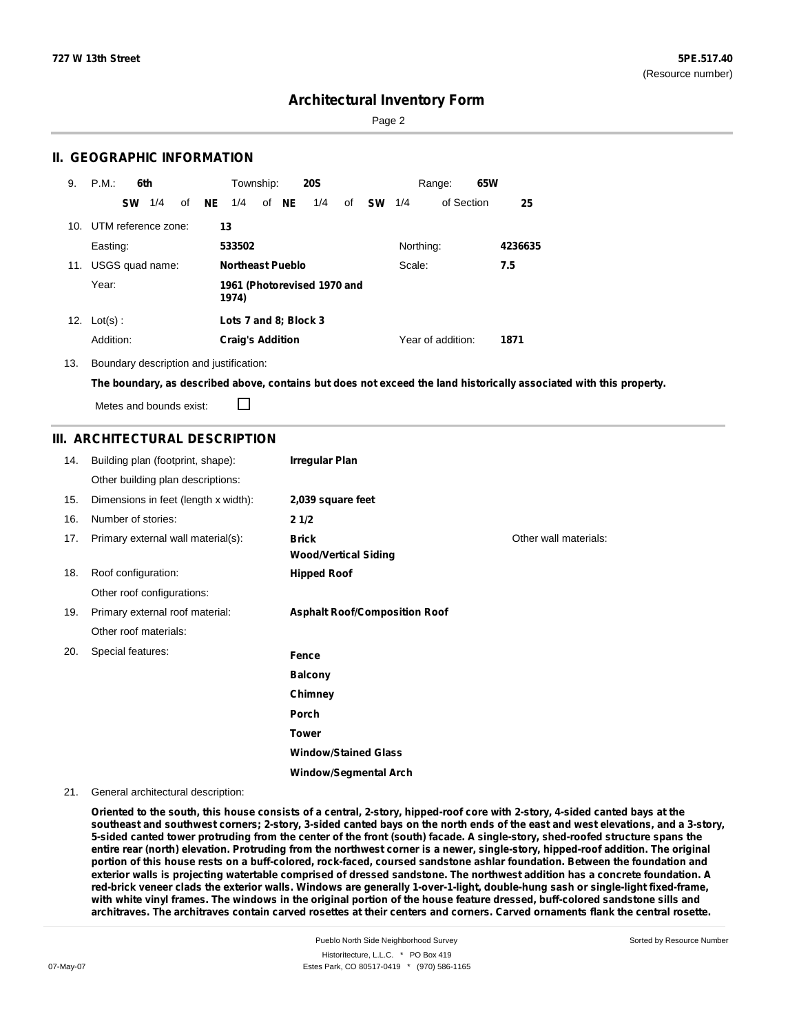## II. GEOGRAPHIC INFORMATION

9. P.M.: **6th** Township: **20S** Range: **65W**

**SW** 1/4 of **NE** 1/4 of **NE** 1/4 of **SW** 1/4 of Section **25**

10. UTM reference zone: **13**

Easting: **533502** Northing: **4236635**

11. USGS quad name: **Northeast Pueblo** Scale: **7.5**

Year: **1961 (Photorevised 1970 and 1974)**

12. Lot(s): **Lots 7 and 8; Block 3**

Addition: **Craig's Addition** Year of addition: **1871**

13. Boundary description and justification:

**The boundary, as described above, contains but does not exceed the land historically associated with this property.**

Metes and bounds exist: ☐

## III. ARCHITECTURAL DESCRIPTION

14. Building plan (footprint, shape): **Irregular Plan**

Other building plan descriptions:

15. Dimensions in feet (length x width): **2,039 square feet**

16. Number of stories: **2 1/2**

17. Primary external wall material(s): **Brick**, **Wood/Vertical Siding** Other wall materials:

18. Roof configuration: **Hipped Roof**

Other roof configurations:

19. Primary external roof material: **Asphalt Roof/Composition Roof**

Other roof materials:

20. Special features:

**Fence**

**Balcony**

**Chimney**

**Porch**

**Tower**

**Window/Stained Glass**

**Window/Segmental Arch**

21. General architectural description:

**Oriented to the south, this house consists of a central, 2-story, hipped-roof core with 2-story, 4-sided canted bays at the southeast and southwest corners; 2-story, 3-sided canted bays on the north ends of the east and west elevations, and a 3-story, 5-sided canted tower protruding from the center of the front (south) facade. A single-story, shed-roofed structure spans the entire rear (north) elevation. Protruding from the northwest corner is a newer, single-story, hipped-roof addition. The original portion of this house rests on a buff-colored, rock-faced, coursed sandstone ashlar foundation. Between the foundation and exterior walls is projecting watertable comprised of dressed sandstone. The northwest addition has a concrete foundation. A red-brick veneer clads the exterior walls. Windows are generally 1-over-1-light, double-hung sash or single-light fixed-frame, with white vinyl frames. The windows in the original portion of the house feature dressed, buff-colored sandstone sills and architraves. The architraves contain carved rosettes at their centers and corners. Carved ornaments flank the central rosette.**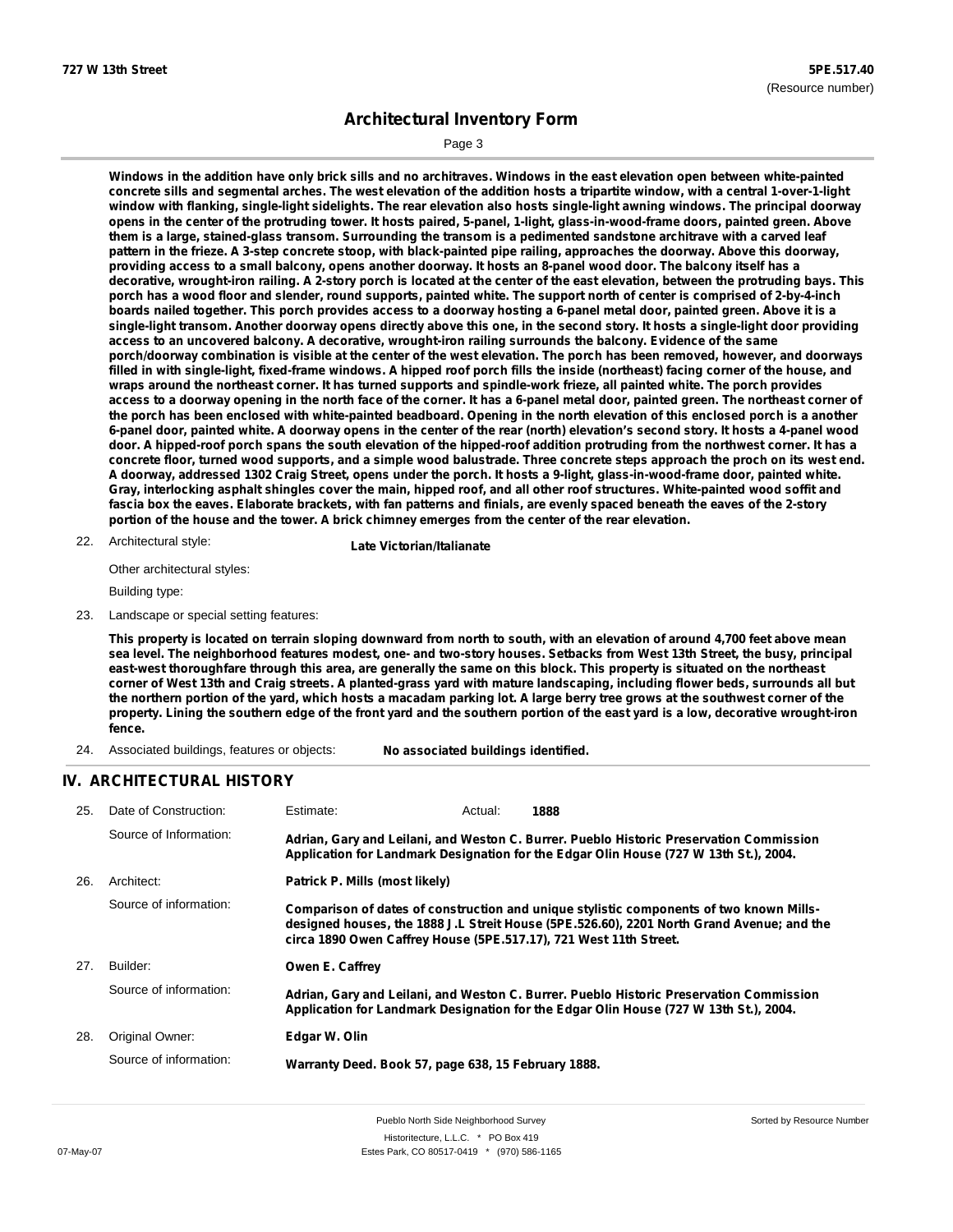Windows in the addition have only brick sills and no architraves. Windows in the east elevation open between white-painted concrete sills and segmental arches. The west elevation of the addition hosts a tripartite window, with a central 1-over-1-light window with flanking, single-light sidelights. The rear elevation also hosts single-light awning windows. The principal doorway opens in the center of the protruding tower. It hosts paired, 5-panel, 1-light, glass-in-wood-frame doors, painted green. Above them is a large, stained-glass transom. Surrounding the transom is a pedimented sandstone architrave with a carved leaf pattern in the frieze. A 3-step concrete stoop, with black-painted pipe railing, approaches the doorway. Above this doorway, providing access to a small balcony, opens another doorway. It hosts an 8-panel wood door. The balcony itself has a decorative, wrought-iron railing. A 2-story porch is located at the center of the east elevation, between the protruding bays. This porch has a wood floor and slender, round supports, painted white. The support north of center is comprised of 2-by-4-inch boards nailed together. This porch provides access to a doorway hosting a 6-panel metal door, painted green. Above it is a single-light transom. Another doorway opens directly above this one, in the second story. It hosts a single-light door providing access to an uncovered balcony. A decorative, wrought-iron railing surrounds the balcony. Evidence of the same porch/doorway combination is visible at the center of the west elevation. The porch has been removed, however, and doorways filled in with single-light, fixed-frame windows. A hipped roof porch fills the inside (northeast) facing corner of the house, and wraps around the northeast corner. It has turned supports and spindle-work frieze, all painted white. The porch provides access to a doorway opening in the north face of the corner. It has a 6-panel metal door, painted green. The northeast corner of the porch has been enclosed with white-painted beadboard. Opening in the north elevation of this enclosed porch is a another 6-panel door, painted white. A doorway opens in the center of the rear (north) elevation's second story. It hosts a 4-panel wood door. A hipped-roof porch spans the south elevation of the hipped-roof addition protruding from the northwest corner. It has a concrete floor, turned wood supports, and a simple wood balustrade. Three concrete steps approach the proch on its west end. A doorway, addressed 1302 Craig Street, opens under the porch. It hosts a 9-light, glass-in-wood-frame door, painted white. Gray, interlocking asphalt shingles cover the main, hipped roof, and all other roof structures. White-painted wood soffit and fascia box the eaves. Elaborate brackets, with fan patterns and finials, are evenly spaced beneath the eaves of the 2-story portion of the house and the tower. A brick chimney emerges from the center of the rear elevation.

22. Architectural style: **Late Victorian/Italianate**

Other architectural styles:

Building type:

23. Landscape or special setting features:

This property is located on terrain sloping downward from north to south, with an elevation of around 4,700 feet above mean sea level. The neighborhood features modest, one- and two-story houses. Setbacks from West 13th Street, the busy, principal east-west thoroughfare through this area, are generally the same on this block. This property is situated on the northeast corner of West 13th and Craig streets. A planted-grass yard with mature landscaping, including flower beds, surrounds all but the northern portion of the yard, which hosts a macadam parking lot. A large berry tree grows at the southwest corner of the property. Lining the southern edge of the front yard and the southern portion of the east yard is a low, decorative wrought-iron fence.

24. Associated buildings, features or objects: **No associated buildings identified.**

## IV. ARCHITECTURAL HISTORY

25. Date of Construction: Estimate: Actual: **1888**

Source of Information: **Adrian, Gary and Leilani, and Weston C. Burrer. Pueblo Historic Preservation Commission Application for Landmark Designation for the Edgar Olin House (727 W 13th St.), 2004.**

26. Architect: **Patrick P. Mills (most likely)**

Source of information: **Comparison of dates of construction and unique stylistic components of two known Mills-designed houses, the 1888 J.L Streit House (5PE.526.60), 2201 North Grand Avenue; and the circa 1890 Owen Caffrey House (5PE.517.17), 721 West 11th Street.**

27. Builder: **Owen E. Caffrey**

Source of information: **Adrian, Gary and Leilani, and Weston C. Burrer. Pueblo Historic Preservation Commission Application for Landmark Designation for the Edgar Olin House (727 W 13th St.), 2004.**

28. Original Owner: **Edgar W. Olin**

Source of information: **Warranty Deed. Book 57, page 638, 15 February 1888.**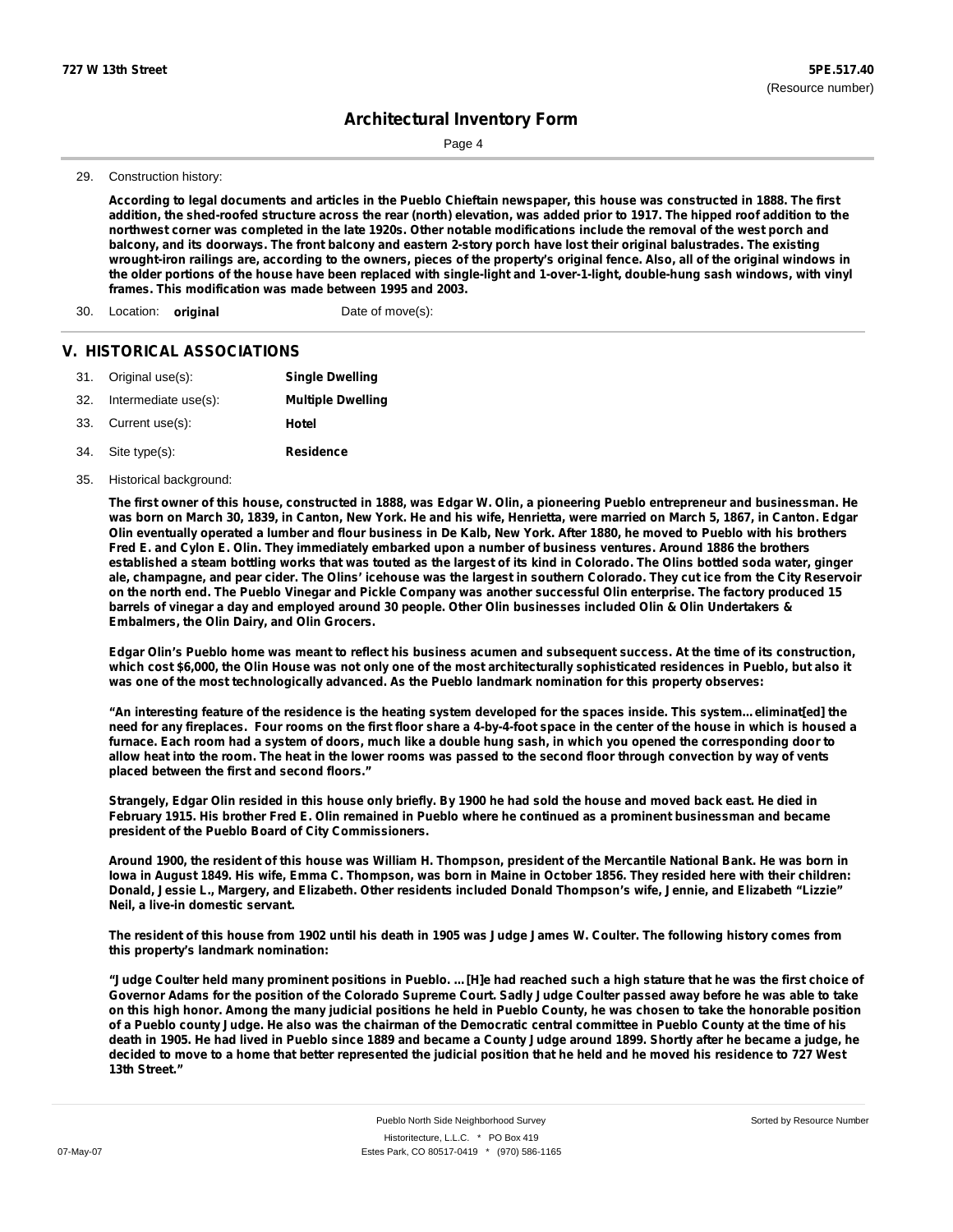29. Construction history:

**According to legal documents and articles in the Pueblo Chieftain newspaper, this house was constructed in 1888. The first addition, the shed-roofed structure across the rear (north) elevation, was added prior to 1917. The hipped roof addition to the northwest corner was completed in the late 1920s. Other notable modifications include the removal of the west porch and balcony, and its doorways. The front balcony and eastern 2-story porch have lost their original balustrades. The existing wrought-iron railings are, according to the owners, pieces of the property's original fence. Also, all of the original windows in the older portions of the house have been replaced with single-light and 1-over-1-light, double-hung sash windows, with vinyl frames. This modification was made between 1995 and 2003.**

30. Location: **original** Date of move(s):

## V. HISTORICAL ASSOCIATIONS

31. Original use(s): **Single Dwelling**
32. Intermediate use(s): **Multiple Dwelling**
33. Current use(s): **Hotel**
34. Site type(s): **Residence**
35. Historical background:

**The first owner of this house, constructed in 1888, was Edgar W. Olin, a pioneering Pueblo entrepreneur and businessman. He was born on March 30, 1839, in Canton, New York. He and his wife, Henrietta, were married on March 5, 1867, in Canton. Edgar Olin eventually operated a lumber and flour business in De Kalb, New York. After 1880, he moved to Pueblo with his brothers Fred E. and Cylon E. Olin. They immediately embarked upon a number of business ventures. Around 1886 the brothers established a steam bottling works that was touted as the largest of its kind in Colorado. The Olins bottled soda water, ginger ale, champagne, and pear cider. The Olins' icehouse was the largest in southern Colorado. They cut ice from the City Reservoir on the north end. The Pueblo Vinegar and Pickle Company was another successful Olin enterprise. The factory produced 15 barrels of vinegar a day and employed around 30 people. Other Olin businesses included Olin & Olin Undertakers & Embalmers, the Olin Dairy, and Olin Grocers.**

**Edgar Olin's Pueblo home was meant to reflect his business acumen and subsequent success. At the time of its construction, which cost $6,000, the Olin House was not only one of the most architecturally sophisticated residences in Pueblo, but also it was one of the most technologically advanced. As the Pueblo landmark nomination for this property observes:**

**"An interesting feature of the residence is the heating system developed for the spaces inside. This system... eliminat[ed] the need for any fireplaces. Four rooms on the first floor share a 4-by-4-foot space in the center of the house in which is housed a furnace. Each room had a system of doors, much like a double hung sash, in which you opened the corresponding door to allow heat into the room. The heat in the lower rooms was passed to the second floor through convection by way of vents placed between the first and second floors."**

**Strangely, Edgar Olin resided in this house only briefly. By 1900 he had sold the house and moved back east. He died in February 1915. His brother Fred E. Olin remained in Pueblo where he continued as a prominent businessman and became president of the Pueblo Board of City Commissioners.**

**Around 1900, the resident of this house was William H. Thompson, president of the Mercantile National Bank. He was born in Iowa in August 1849. His wife, Emma C. Thompson, was born in Maine in October 1856. They resided here with their children: Donald, Jessie L., Margery, and Elizabeth. Other residents included Donald Thompson's wife, Jennie, and Elizabeth "Lizzie" Neil, a live-in domestic servant.**

**The resident of this house from 1902 until his death in 1905 was Judge James W. Coulter. The following history comes from this property's landmark nomination:**

**"Judge Coulter held many prominent positions in Pueblo. ... [H]e had reached such a high stature that he was the first choice of Governor Adams for the position of the Colorado Supreme Court. Sadly Judge Coulter passed away before he was able to take on this high honor. Among the many judicial positions he held in Pueblo County, he was chosen to take the honorable position of a Pueblo county Judge. He also was the chairman of the Democratic central committee in Pueblo County at the time of his death in 1905. He had lived in Pueblo since 1889 and became a County Judge around 1899. Shortly after he became a judge, he decided to move to a home that better represented the judicial position that he held and he moved his residence to 727 West 13th Street."**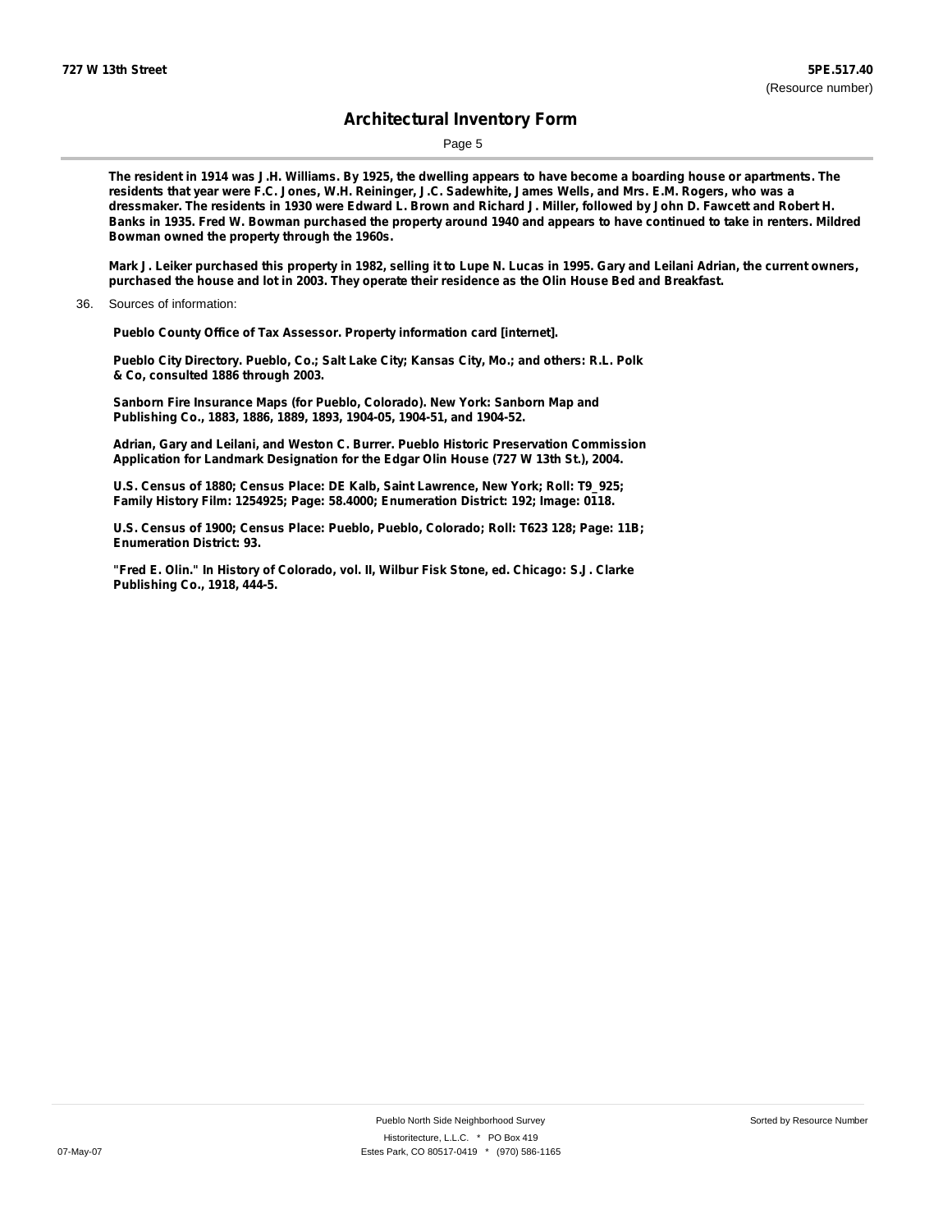**The resident in 1914 was J.H. Williams. By 1925, the dwelling appears to have become a boarding house or apartments. The residents that year were F.C. Jones, W.H. Reininger, J.C. Sadewhite, James Wells, and Mrs. E.M. Rogers, who was a dressmaker. The residents in 1930 were Edward L. Brown and Richard J. Miller, followed by John D. Fawcett and Robert H. Banks in 1935. Fred W. Bowman purchased the property around 1940 and appears to have continued to take in renters. Mildred Bowman owned the property through the 1960s.**

**Mark J. Leiker purchased this property in 1982, selling it to Lupe N. Lucas in 1995. Gary and Leilani Adrian, the current owners, purchased the house and lot in 2003. They operate their residence as the Olin House Bed and Breakfast.**

36. Sources of information:

**Pueblo County Office of Tax Assessor. Property information card [internet].**

**Pueblo City Directory. Pueblo, Co.; Salt Lake City; Kansas City, Mo.; and others: R.L. Polk & Co, consulted 1886 through 2003.**

**Sanborn Fire Insurance Maps (for Pueblo, Colorado). New York: Sanborn Map and Publishing Co., 1883, 1886, 1889, 1893, 1904-05, 1904-51, and 1904-52.**

**Adrian, Gary and Leilani, and Weston C. Burrer. Pueblo Historic Preservation Commission Application for Landmark Designation for the Edgar Olin House (727 W 13th St.), 2004.**

**U.S. Census of 1880; Census Place: DE Kalb, Saint Lawrence, New York; Roll: T9_925; Family History Film: 1254925; Page: 58.4000; Enumeration District: 192; Image: 0118.**

**U.S. Census of 1900; Census Place: Pueblo, Pueblo, Colorado; Roll: T623 128; Page: 11B; Enumeration District: 93.**

**"Fred E. Olin." In History of Colorado, vol. II, Wilbur Fisk Stone, ed. Chicago: S.J. Clarke Publishing Co., 1918, 444-5.**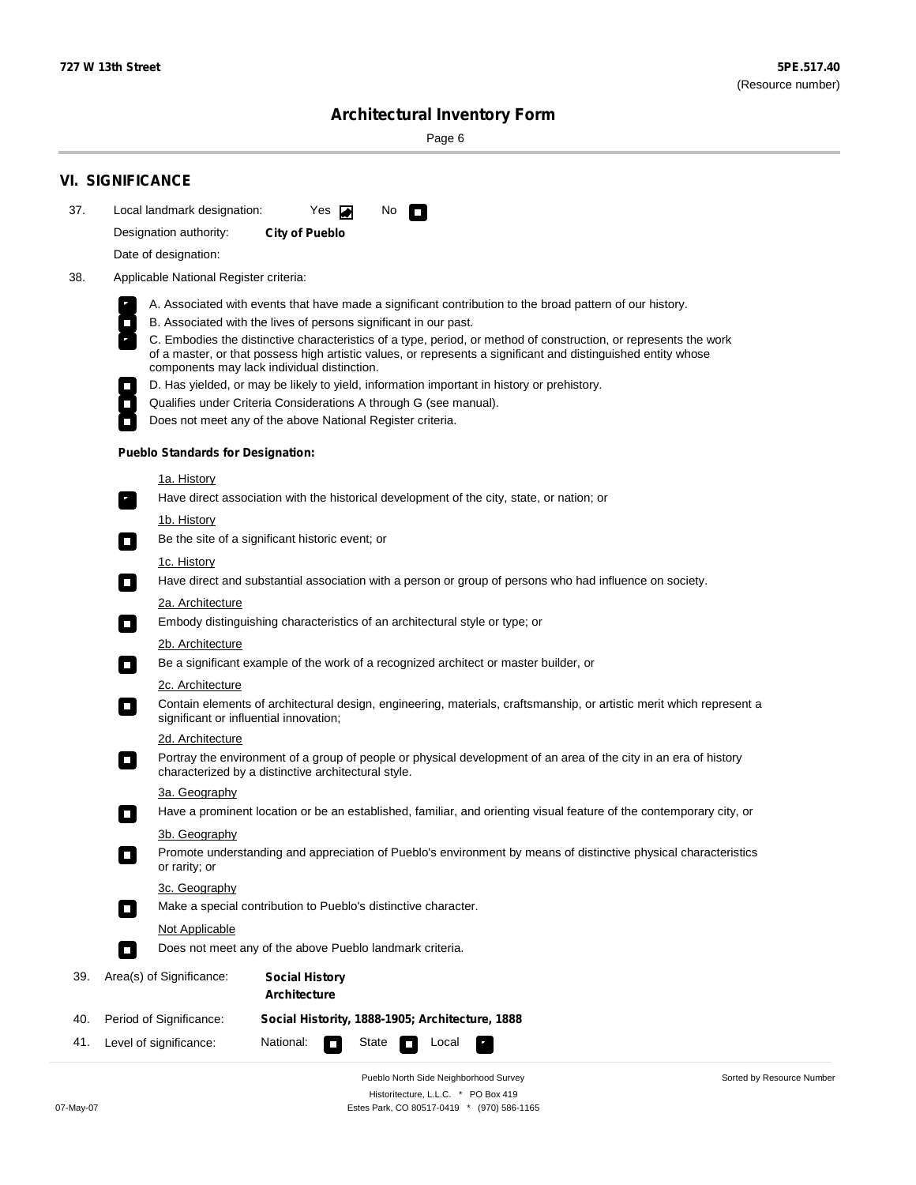## VI. SIGNIFICANCE

37. Local landmark designation: Yes ☑ No ☐

Designation authority: **City of Pueblo**

Date of designation:

38. Applicable National Register criteria:

- ☑ A. Associated with events that have made a significant contribution to the broad pattern of our history.
- ☐ B. Associated with the lives of persons significant in our past.
- ☑ C. Embodies the distinctive characteristics of a type, period, or method of construction, or represents the work of a master, or that possess high artistic values, or represents a significant and distinguished entity whose components may lack individual distinction.
- ☐ D. Has yielded, or may be likely to yield, information important in history or prehistory.
- ☐ Qualifies under Criteria Considerations A through G (see manual).
- ☐ Does not meet any of the above National Register criteria.

**Pueblo Standards for Designation:**

1a. History

☑ Have direct association with the historical development of the city, state, or nation; or

1b. History

☐ Be the site of a significant historic event; or

1c. History

☐ Have direct and substantial association with a person or group of persons who had influence on society.

2a. Architecture

☐ Embody distinguishing characteristics of an architectural style or type; or

2b. Architecture

☐ Be a significant example of the work of a recognized architect or master builder, or

2c. Architecture

☐ Contain elements of architectural design, engineering, materials, craftsmanship, or artistic merit which represent a significant or influential innovation;

2d. Architecture

☐ Portray the environment of a group of people or physical development of an area of the city in an era of history characterized by a distinctive architectural style.

3a. Geography

☐ Have a prominent location or be an established, familiar, and orienting visual feature of the contemporary city, or

3b. Geography

☐ Promote understanding and appreciation of Pueblo's environment by means of distinctive physical characteristics or rarity; or

3c. Geography

☐ Make a special contribution to Pueblo's distinctive character.

Not Applicable

☐ Does not meet any of the above Pueblo landmark criteria.

39. Area(s) of Significance: **Social History**
**Architecture**

40. Period of Significance: **Social Historty, 1888-1905; Architecture, 1888**

41. Level of significance: National: ☐ State ☐ Local ☑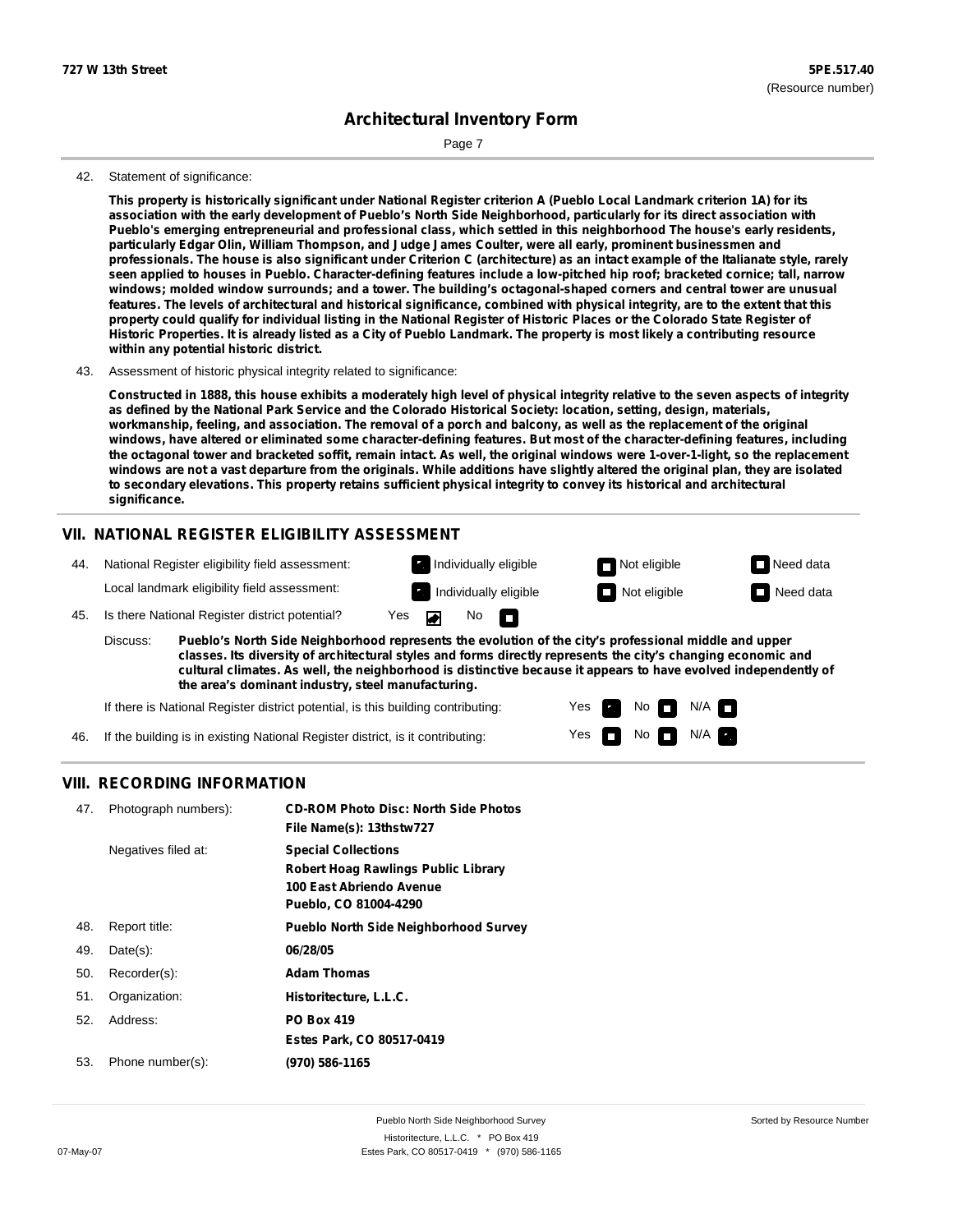**727 W 13th Street** **5PE.517.40**
(Resource number)

## Architectural Inventory Form

42. Statement of significance:

**This property is historically significant under National Register criterion A (Pueblo Local Landmark criterion 1A) for its association with the early development of Pueblo's North Side Neighborhood, particularly for its direct association with Pueblo's emerging entrepreneurial and professional class, which settled in this neighborhood The house's early residents, particularly Edgar Olin, William Thompson, and Judge James Coulter, were all early, prominent businessmen and professionals. The house is also significant under Criterion C (architecture) as an intact example of the Italianate style, rarely seen applied to houses in Pueblo. Character-defining features include a low-pitched hip roof; bracketed cornice; tall, narrow windows; molded window surrounds; and a tower. The building's octagonal-shaped corners and central tower are unusual features. The levels of architectural and historical significance, combined with physical integrity, are to the extent that this property could qualify for individual listing in the National Register of Historic Places or the Colorado State Register of Historic Properties. It is already listed as a City of Pueblo Landmark. The property is most likely a contributing resource within any potential historic district.**

43. Assessment of historic physical integrity related to significance:

**Constructed in 1888, this house exhibits a moderately high level of physical integrity relative to the seven aspects of integrity as defined by the National Park Service and the Colorado Historical Society: location, setting, design, materials, workmanship, feeling, and association. The removal of a porch and balcony, as well as the replacement of the original windows, have altered or eliminated some character-defining features. But most of the character-defining features, including the octagonal tower and bracketed soffit, remain intact. As well, the original windows were 1-over-1-light, so the replacement windows are not a vast departure from the originals. While additions have slightly altered the original plan, they are isolated to secondary elevations. This property retains sufficient physical integrity to convey its historical and architectural significance.**

## VII. NATIONAL REGISTER ELIGIBILITY ASSESSMENT

44. National Register eligibility field assessment: [x] Individually eligible [ ] Not eligible [ ] Need data
Local landmark eligibility field assessment: [x] Individually eligible [ ] Not eligible [ ] Need data

45. Is there National Register district potential? Yes [x] No [ ]

Discuss: **Pueblo's North Side Neighborhood represents the evolution of the city's professional middle and upper classes. Its diversity of architectural styles and forms directly represents the city's changing economic and cultural climates. As well, the neighborhood is distinctive because it appears to have evolved independently of the area's dominant industry, steel manufacturing.**

If there is National Register district potential, is this building contributing: Yes [x] No [ ] N/A [ ]

46. If the building is in existing National Register district, is it contributing: Yes [ ] No [ ] N/A [x]

## VIII. RECORDING INFORMATION

| | | |
|---|---|---|
| 47. | Photograph numbers): | **CD-ROM Photo Disc: North Side Photos**<br>**File Name(s): 13thstw727** |
| | Negatives filed at: | **Special Collections**<br>**Robert Hoag Rawlings Public Library**<br>**100 East Abriendo Avenue**<br>**Pueblo, CO 81004-4290** |
| 48. | Report title: | **Pueblo North Side Neighborhood Survey** |
| 49. | Date(s): | **06/28/05** |
| 50. | Recorder(s): | **Adam Thomas** |
| 51. | Organization: | **Historitecture, L.L.C.** |
| 52. | Address: | **PO Box 419**<br>**Estes Park, CO 80517-0419** |
| 53. | Phone number(s): | **(970) 586-1165** |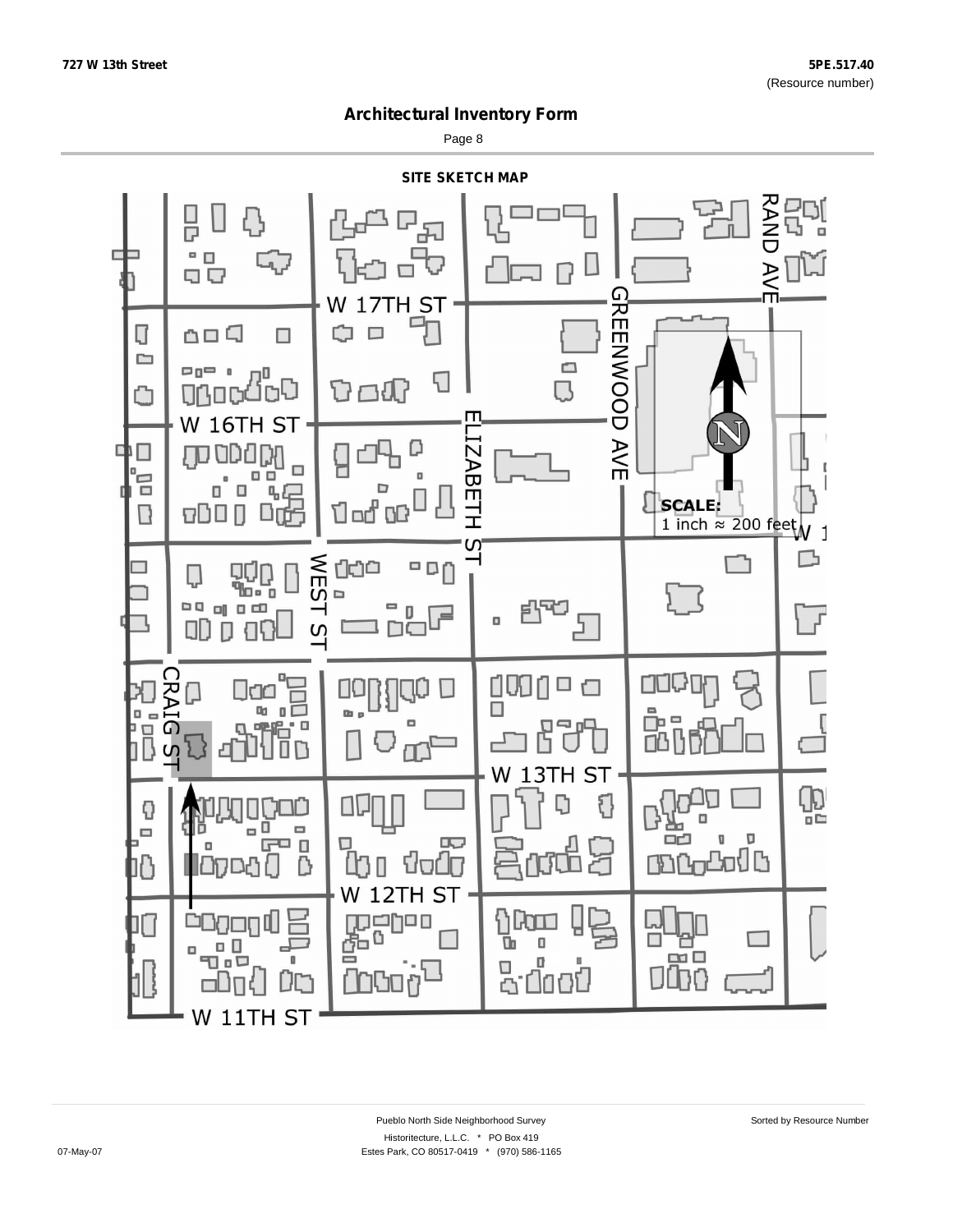727 W 13th Street

5PE.517.40
(Resource number)

# Architectural Inventory Form

## SITE SKETCH MAP

W 17TH ST

RAND AVE

GREENWOOD AVE

W 16TH ST

ELIZABETH ST

SCALE:
1 inch ≈ 200 feet

WEST ST

CRAIG ST

W 13TH ST

W 12TH ST

W 11TH ST

Pueblo North Side Neighborhood Survey

Historitecture, L.L.C. * PO Box 419
Estes Park, CO 80517-0419 * (970) 586-1165

Sorted by Resource Number

07-May-07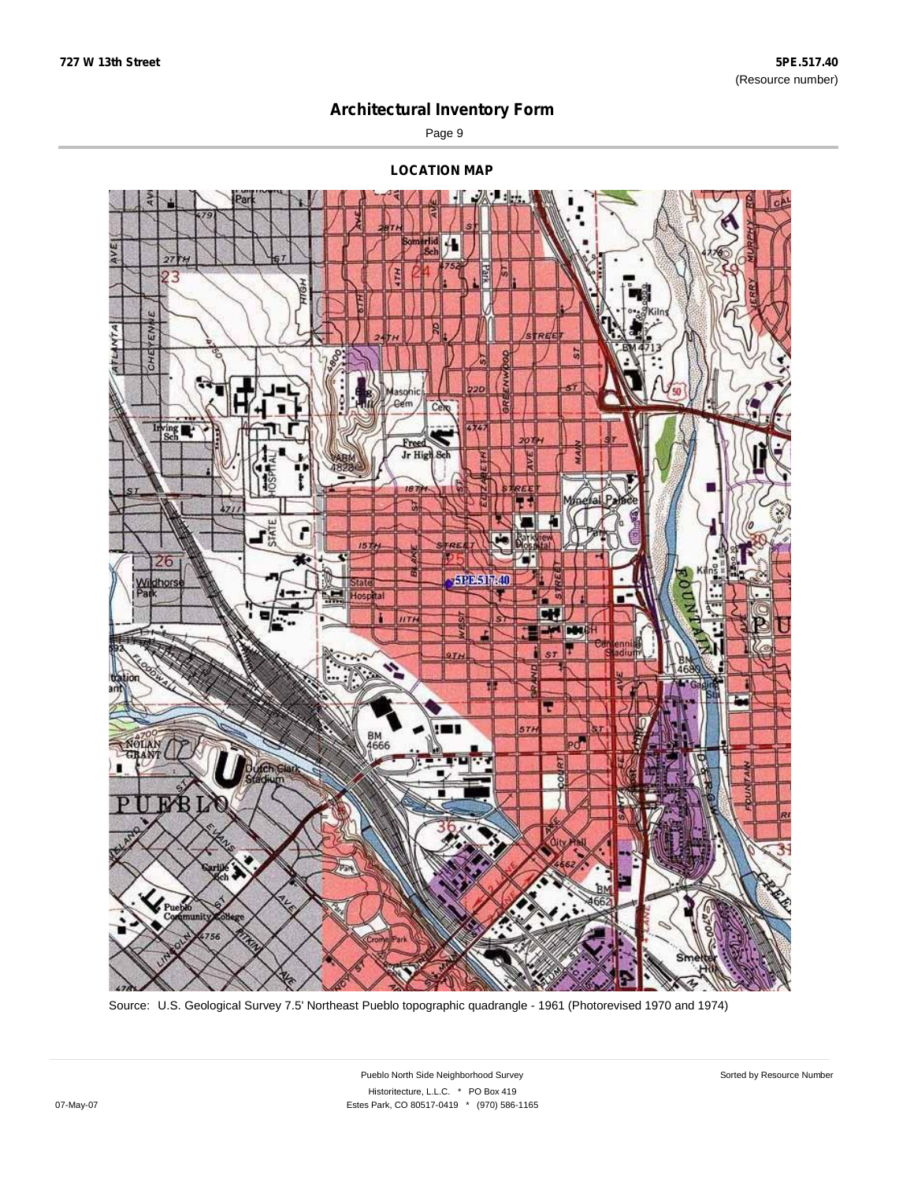# Architectural Inventory Form

## LOCATION MAP

Source: U.S. Geological Survey 7.5' Northeast Pueblo topographic quadrangle - 1961 (Photorevised 1970 and 1974)